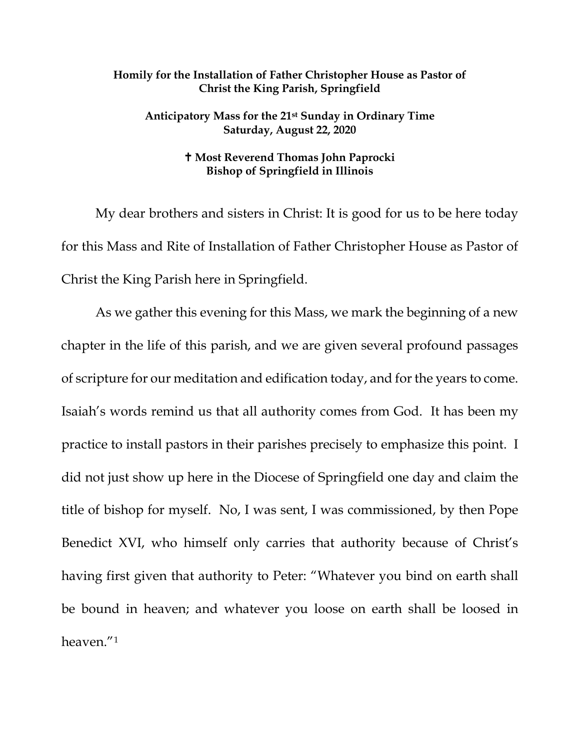**Homily for the Installation of Father Christopher House as Pastor of Christ the King Parish, Springfield**

**Anticipatory Mass for the 21st Sunday in Ordinary Time**
**Saturday, August 22, 2020**

**✝ Most Reverend Thomas John Paprocki**
**Bishop of Springfield in Illinois**

My dear brothers and sisters in Christ: It is good for us to be here today for this Mass and Rite of Installation of Father Christopher House as Pastor of Christ the King Parish here in Springfield.

As we gather this evening for this Mass, we mark the beginning of a new chapter in the life of this parish, and we are given several profound passages of scripture for our meditation and edification today, and for the years to come. Isaiah's words remind us that all authority comes from God. It has been my practice to install pastors in their parishes precisely to emphasize this point. I did not just show up here in the Diocese of Springfield one day and claim the title of bishop for myself. No, I was sent, I was commissioned, by then Pope Benedict XVI, who himself only carries that authority because of Christ's having first given that authority to Peter: "Whatever you bind on earth shall be bound in heaven; and whatever you loose on earth shall be loosed in heaven."[1]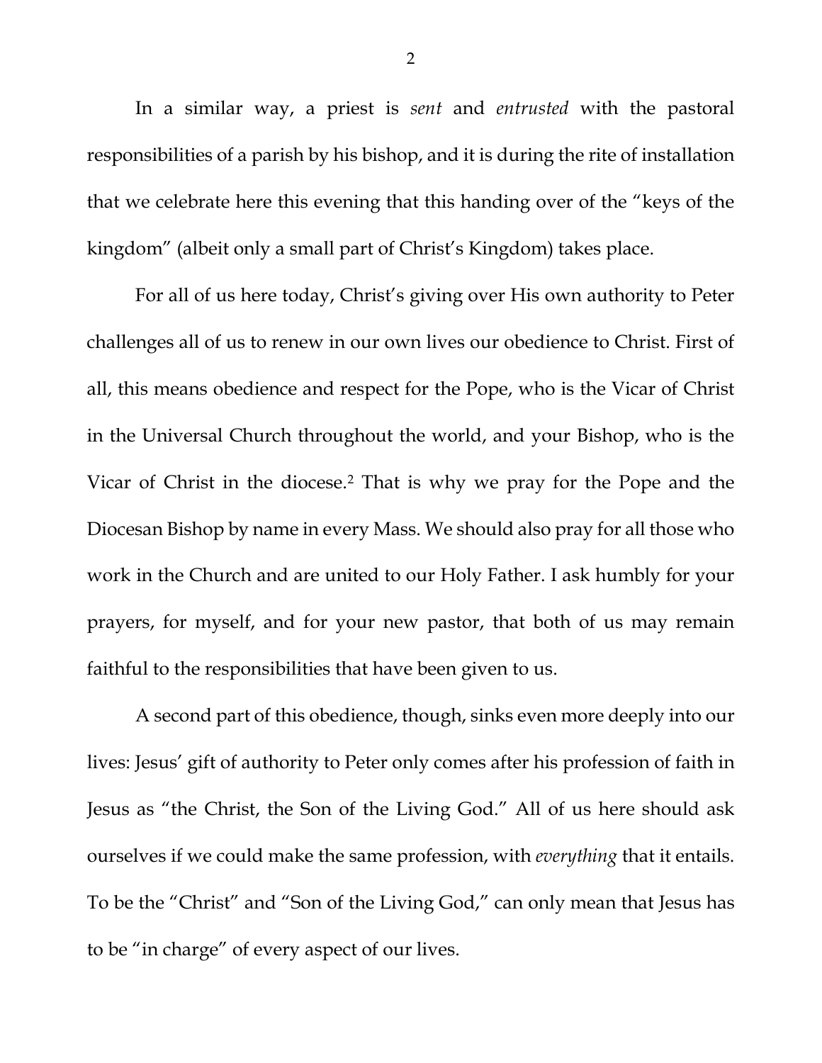In a similar way, a priest is *sent* and *entrusted* with the pastoral responsibilities of a parish by his bishop, and it is during the rite of installation that we celebrate here this evening that this handing over of the "keys of the kingdom" (albeit only a small part of Christ's Kingdom) takes place.

For all of us here today, Christ's giving over His own authority to Peter challenges all of us to renew in our own lives our obedience to Christ. First of all, this means obedience and respect for the Pope, who is the Vicar of Christ in the Universal Church throughout the world, and your Bishop, who is the Vicar of Christ in the diocese.[2] That is why we pray for the Pope and the Diocesan Bishop by name in every Mass. We should also pray for all those who work in the Church and are united to our Holy Father. I ask humbly for your prayers, for myself, and for your new pastor, that both of us may remain faithful to the responsibilities that have been given to us.

A second part of this obedience, though, sinks even more deeply into our lives: Jesus' gift of authority to Peter only comes after his profession of faith in Jesus as "the Christ, the Son of the Living God." All of us here should ask ourselves if we could make the same profession, with *everything* that it entails. To be the "Christ" and "Son of the Living God," can only mean that Jesus has to be "in charge" of every aspect of our lives.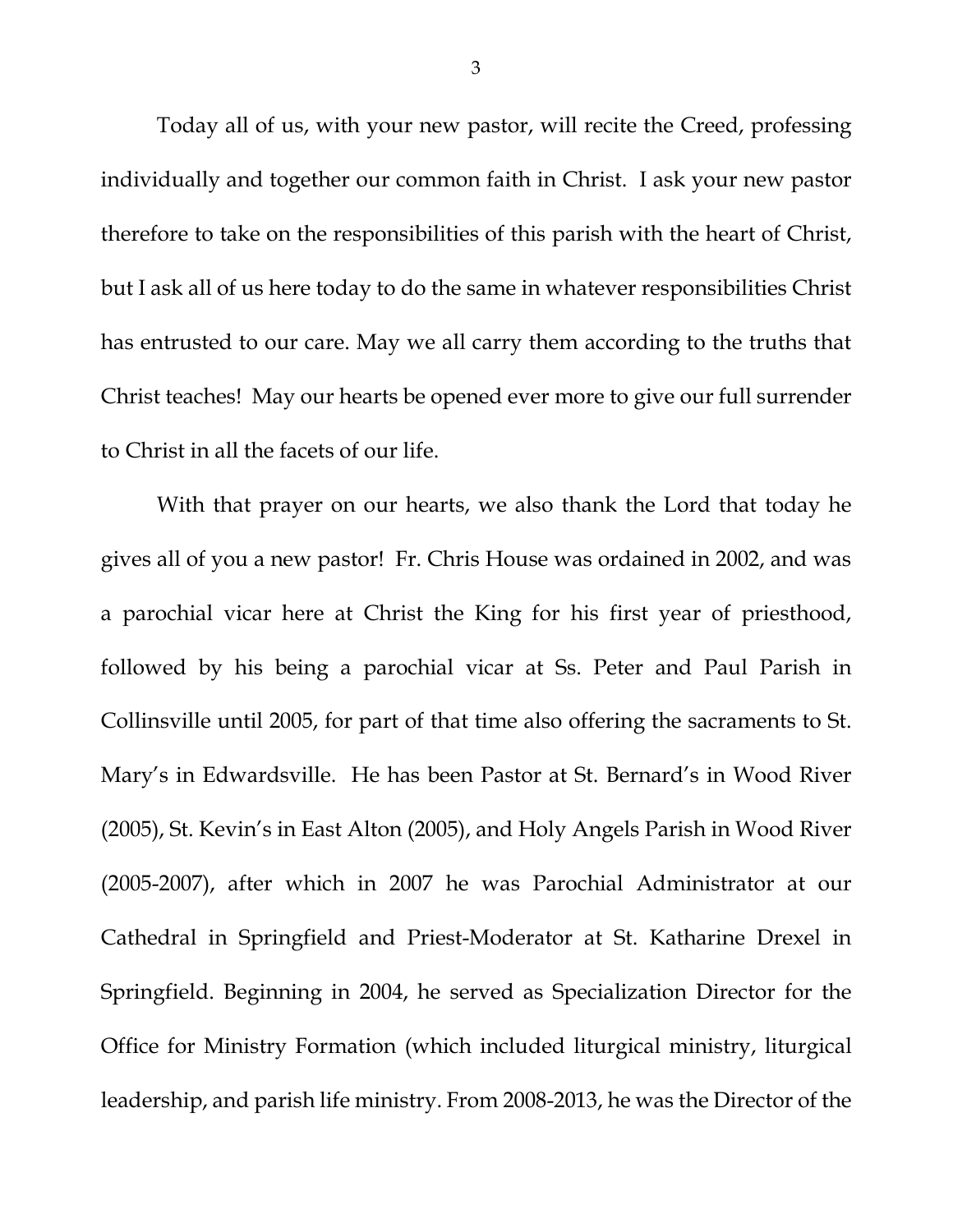Today all of us, with your new pastor, will recite the Creed, professing individually and together our common faith in Christ. I ask your new pastor therefore to take on the responsibilities of this parish with the heart of Christ, but I ask all of us here today to do the same in whatever responsibilities Christ has entrusted to our care. May we all carry them according to the truths that Christ teaches! May our hearts be opened ever more to give our full surrender to Christ in all the facets of our life.

With that prayer on our hearts, we also thank the Lord that today he gives all of you a new pastor! Fr. Chris House was ordained in 2002, and was a parochial vicar here at Christ the King for his first year of priesthood, followed by his being a parochial vicar at Ss. Peter and Paul Parish in Collinsville until 2005, for part of that time also offering the sacraments to St. Mary's in Edwardsville. He has been Pastor at St. Bernard's in Wood River (2005), St. Kevin's in East Alton (2005), and Holy Angels Parish in Wood River (2005-2007), after which in 2007 he was Parochial Administrator at our Cathedral in Springfield and Priest-Moderator at St. Katharine Drexel in Springfield. Beginning in 2004, he served as Specialization Director for the Office for Ministry Formation (which included liturgical ministry, liturgical leadership, and parish life ministry. From 2008-2013, he was the Director of the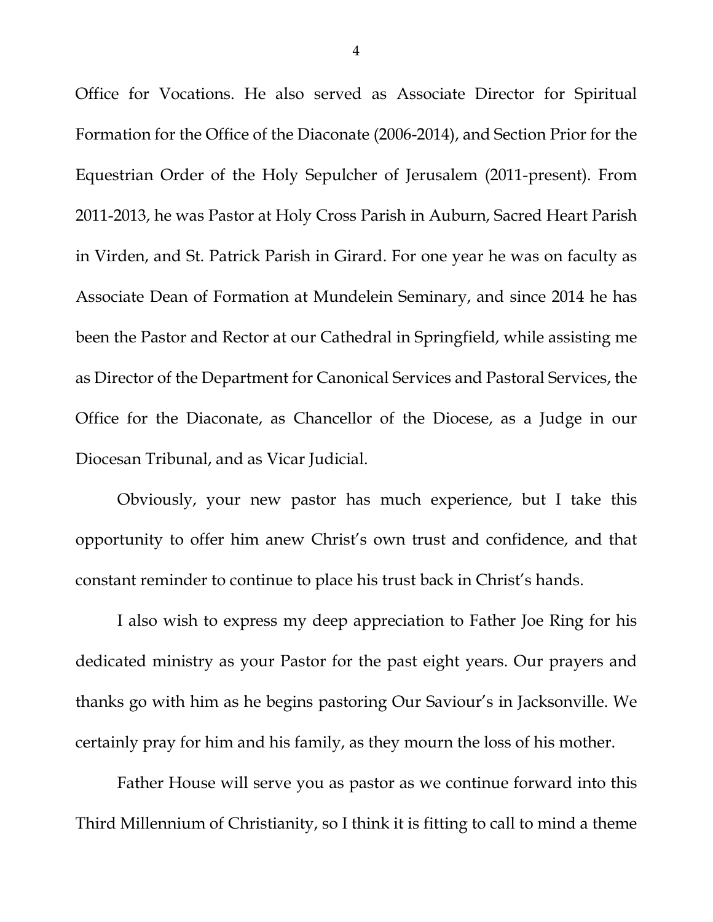Office for Vocations. He also served as Associate Director for Spiritual Formation for the Office of the Diaconate (2006-2014), and Section Prior for the Equestrian Order of the Holy Sepulcher of Jerusalem (2011-present). From 2011-2013, he was Pastor at Holy Cross Parish in Auburn, Sacred Heart Parish in Virden, and St. Patrick Parish in Girard. For one year he was on faculty as Associate Dean of Formation at Mundelein Seminary, and since 2014 he has been the Pastor and Rector at our Cathedral in Springfield, while assisting me as Director of the Department for Canonical Services and Pastoral Services, the Office for the Diaconate, as Chancellor of the Diocese, as a Judge in our Diocesan Tribunal, and as Vicar Judicial.

Obviously, your new pastor has much experience, but I take this opportunity to offer him anew Christ's own trust and confidence, and that constant reminder to continue to place his trust back in Christ's hands.

I also wish to express my deep appreciation to Father Joe Ring for his dedicated ministry as your Pastor for the past eight years. Our prayers and thanks go with him as he begins pastoring Our Saviour's in Jacksonville. We certainly pray for him and his family, as they mourn the loss of his mother.

Father House will serve you as pastor as we continue forward into this Third Millennium of Christianity, so I think it is fitting to call to mind a theme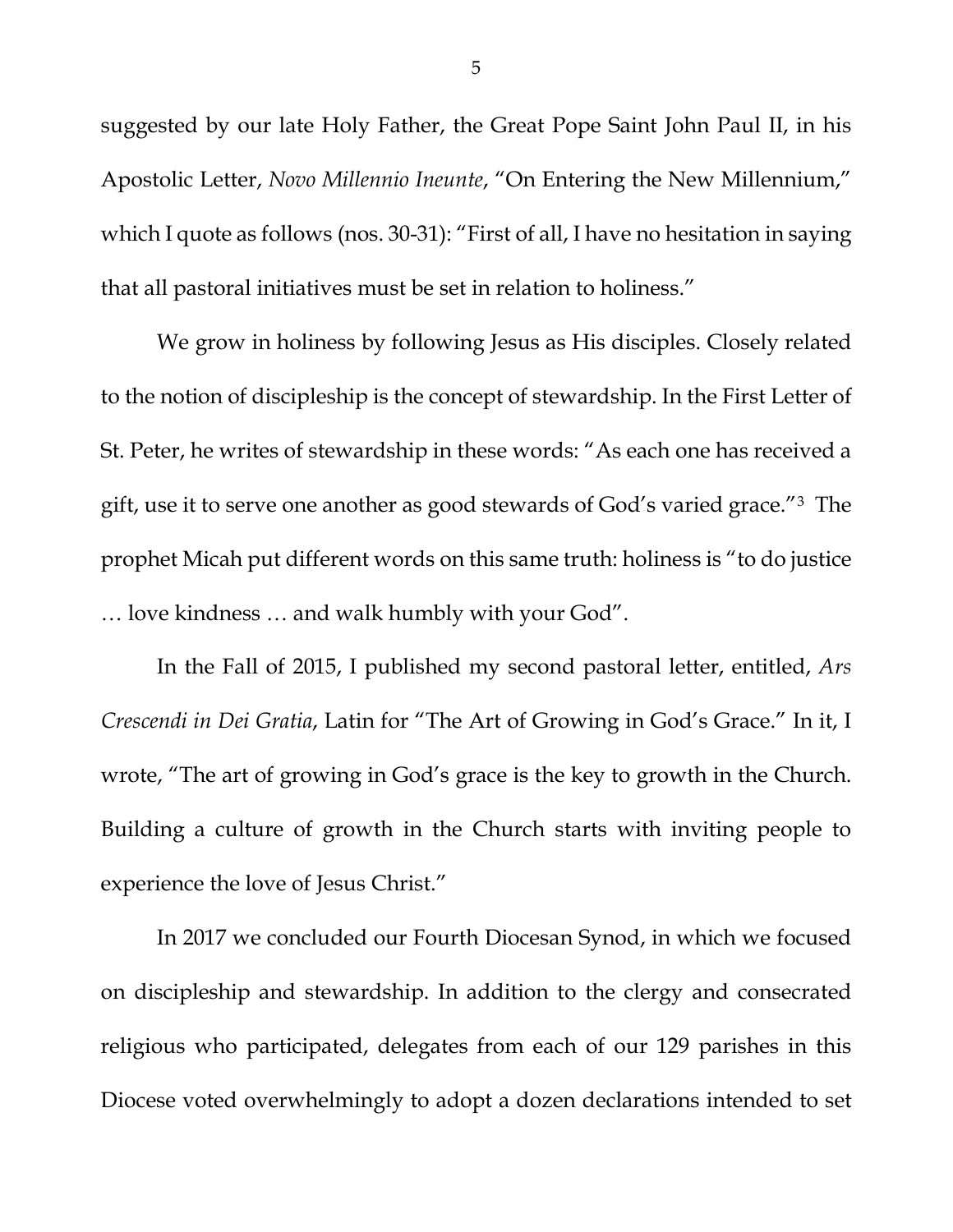suggested by our late Holy Father, the Great Pope Saint John Paul II, in his Apostolic Letter, *Novo Millennio Ineunte*, "On Entering the New Millennium," which I quote as follows (nos. 30-31): "First of all, I have no hesitation in saying that all pastoral initiatives must be set in relation to holiness."

We grow in holiness by following Jesus as His disciples. Closely related to the notion of discipleship is the concept of stewardship. In the First Letter of St. Peter, he writes of stewardship in these words: "As each one has received a gift, use it to serve one another as good stewards of God's varied grace."[3] The prophet Micah put different words on this same truth: holiness is "to do justice … love kindness … and walk humbly with your God".

In the Fall of 2015, I published my second pastoral letter, entitled, *Ars Crescendi in Dei Gratia*, Latin for "The Art of Growing in God's Grace." In it, I wrote, "The art of growing in God's grace is the key to growth in the Church. Building a culture of growth in the Church starts with inviting people to experience the love of Jesus Christ."

In 2017 we concluded our Fourth Diocesan Synod, in which we focused on discipleship and stewardship. In addition to the clergy and consecrated religious who participated, delegates from each of our 129 parishes in this Diocese voted overwhelmingly to adopt a dozen declarations intended to set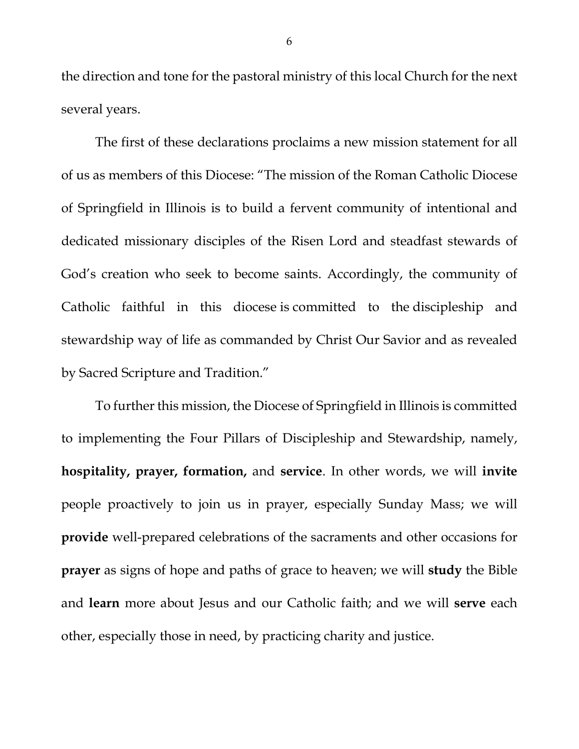the direction and tone for the pastoral ministry of this local Church for the next several years.

The first of these declarations proclaims a new mission statement for all of us as members of this Diocese: "The mission of the Roman Catholic Diocese of Springfield in Illinois is to build a fervent community of intentional and dedicated missionary disciples of the Risen Lord and steadfast stewards of God's creation who seek to become saints. Accordingly, the community of Catholic faithful in this diocese is committed to the discipleship and stewardship way of life as commanded by Christ Our Savior and as revealed by Sacred Scripture and Tradition."

To further this mission, the Diocese of Springfield in Illinois is committed to implementing the Four Pillars of Discipleship and Stewardship, namely, **hospitality, prayer, formation,** and **service**. In other words, we will **invite** people proactively to join us in prayer, especially Sunday Mass; we will **provide** well-prepared celebrations of the sacraments and other occasions for **prayer** as signs of hope and paths of grace to heaven; we will **study** the Bible and **learn** more about Jesus and our Catholic faith; and we will **serve** each other, especially those in need, by practicing charity and justice.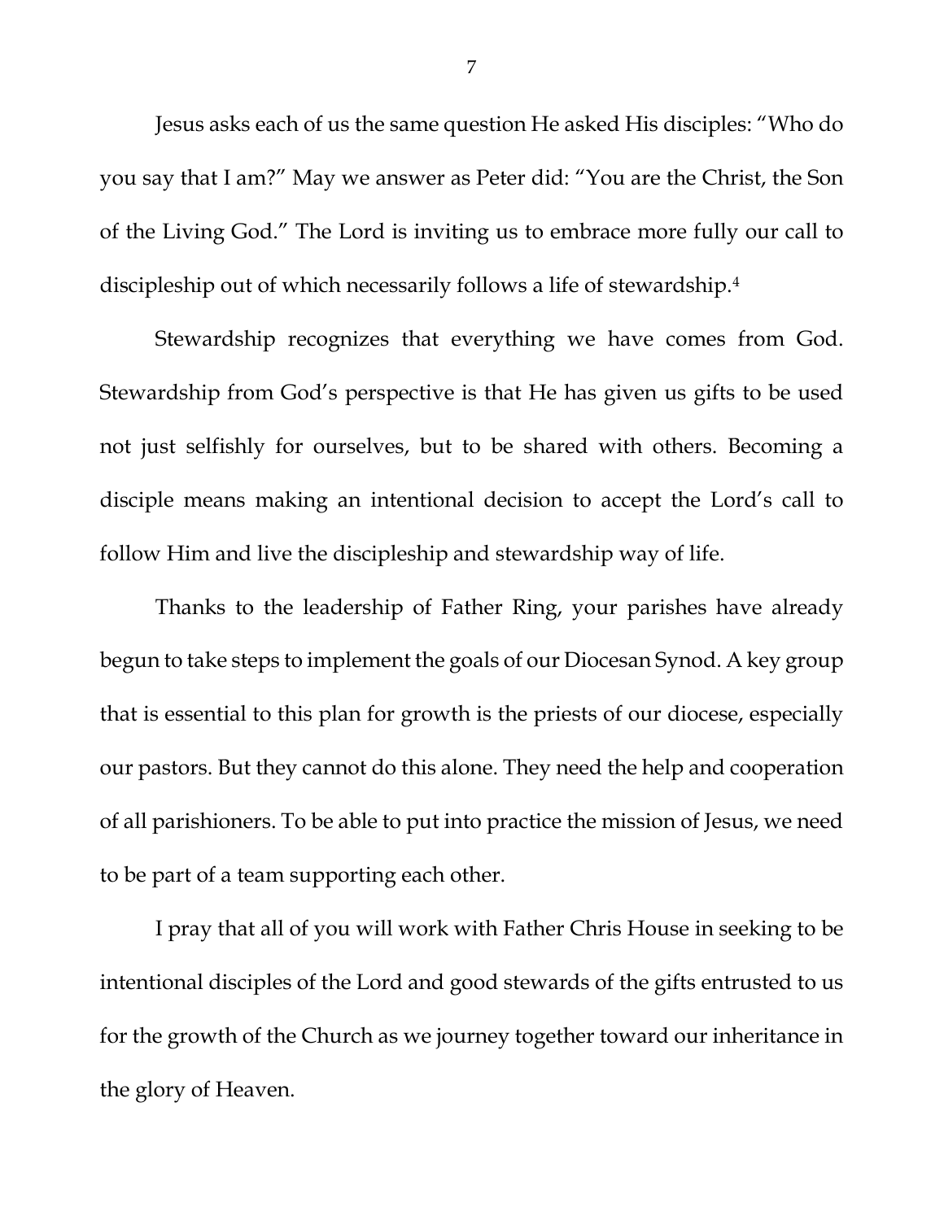Jesus asks each of us the same question He asked His disciples: "Who do you say that I am?" May we answer as Peter did: "You are the Christ, the Son of the Living God." The Lord is inviting us to embrace more fully our call to discipleship out of which necessarily follows a life of stewardship.[4]

Stewardship recognizes that everything we have comes from God. Stewardship from God's perspective is that He has given us gifts to be used not just selfishly for ourselves, but to be shared with others. Becoming a disciple means making an intentional decision to accept the Lord's call to follow Him and live the discipleship and stewardship way of life.

Thanks to the leadership of Father Ring, your parishes have already begun to take steps to implement the goals of our Diocesan Synod. A key group that is essential to this plan for growth is the priests of our diocese, especially our pastors. But they cannot do this alone. They need the help and cooperation of all parishioners. To be able to put into practice the mission of Jesus, we need to be part of a team supporting each other.

I pray that all of you will work with Father Chris House in seeking to be intentional disciples of the Lord and good stewards of the gifts entrusted to us for the growth of the Church as we journey together toward our inheritance in the glory of Heaven.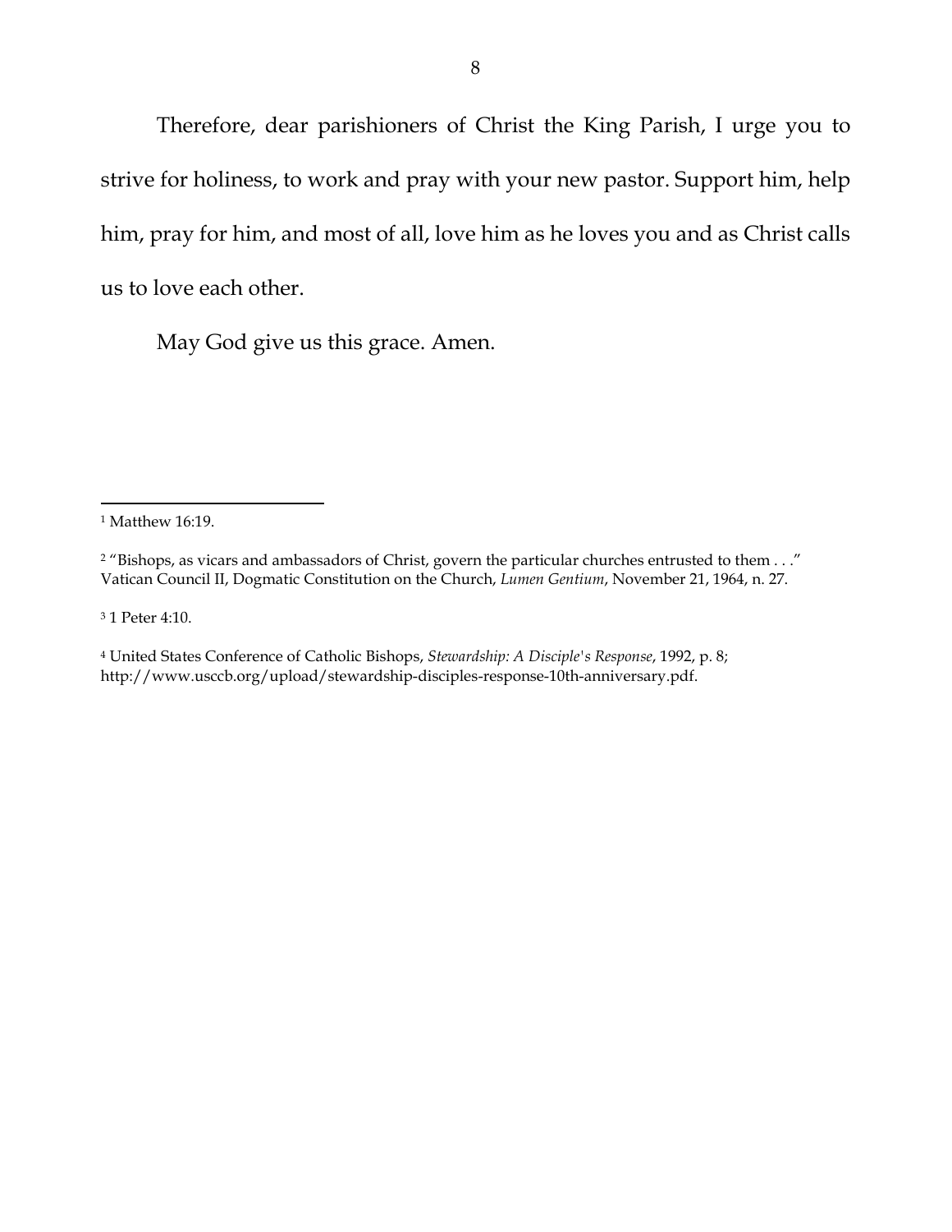Therefore, dear parishioners of Christ the King Parish, I urge you to strive for holiness, to work and pray with your new pastor. Support him, help him, pray for him, and most of all, love him as he loves you and as Christ calls us to love each other.

May God give us this grace. Amen.

---

[1] Matthew 16:19.

[2] "Bishops, as vicars and ambassadors of Christ, govern the particular churches entrusted to them . . ." Vatican Council II, Dogmatic Constitution on the Church, *Lumen Gentium*, November 21, 1964, n. 27.

[3] 1 Peter 4:10.

[4] United States Conference of Catholic Bishops, *Stewardship: A Disciple's Response*, 1992, p. 8; http://www.usccb.org/upload/stewardship-disciples-response-10th-anniversary.pdf.